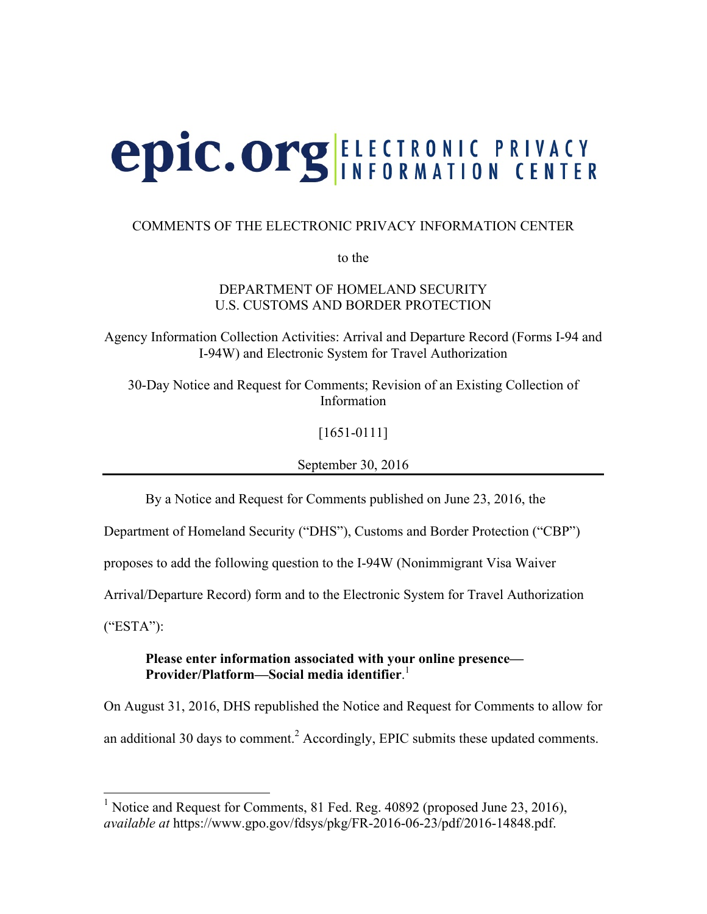epic.org ELECTRONIC PRIVACY INFORMATION CENTER

COMMENTS OF THE ELECTRONIC PRIVACY INFORMATION CENTER

to the

DEPARTMENT OF HOMELAND SECURITY
U.S. CUSTOMS AND BORDER PROTECTION

Agency Information Collection Activities: Arrival and Departure Record (Forms I-94 and I-94W) and Electronic System for Travel Authorization

30-Day Notice and Request for Comments; Revision of an Existing Collection of Information

[1651-0111]

September 30, 2016

---

By a Notice and Request for Comments published on June 23, 2016, the Department of Homeland Security ("DHS"), Customs and Border Protection ("CBP") proposes to add the following question to the I-94W (Nonimmigrant Visa Waiver Arrival/Departure Record) form and to the Electronic System for Travel Authorization ("ESTA"):

> **Please enter information associated with your online presence—Provider/Platform—Social media identifier**.[1]

On August 31, 2016, DHS republished the Notice and Request for Comments to allow for an additional 30 days to comment.[2] Accordingly, EPIC submits these updated comments.

---

[1] Notice and Request for Comments, 81 Fed. Reg. 40892 (proposed June 23, 2016), *available at* https://www.gpo.gov/fdsys/pkg/FR-2016-06-23/pdf/2016-14848.pdf.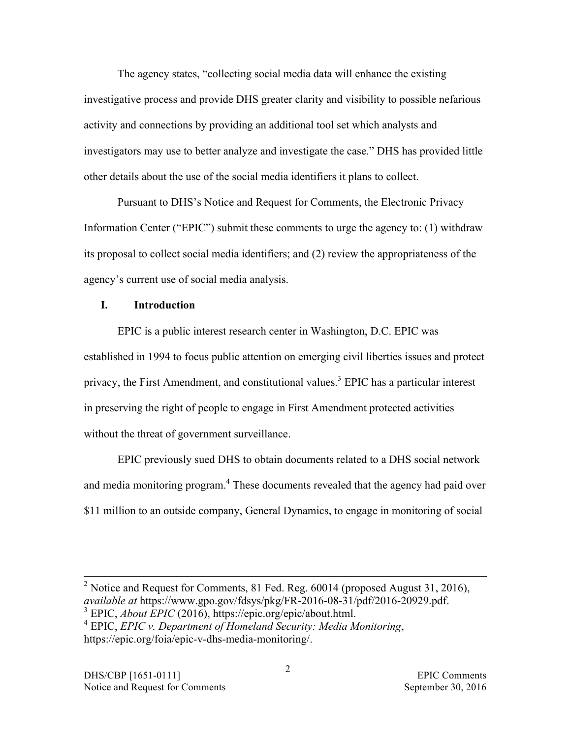The agency states, "collecting social media data will enhance the existing investigative process and provide DHS greater clarity and visibility to possible nefarious activity and connections by providing an additional tool set which analysts and investigators may use to better analyze and investigate the case." DHS has provided little other details about the use of the social media identifiers it plans to collect.

Pursuant to DHS's Notice and Request for Comments, the Electronic Privacy Information Center ("EPIC") submit these comments to urge the agency to: (1) withdraw its proposal to collect social media identifiers; and (2) review the appropriateness of the agency's current use of social media analysis.

## I. Introduction

EPIC is a public interest research center in Washington, D.C. EPIC was established in 1994 to focus public attention on emerging civil liberties issues and protect privacy, the First Amendment, and constitutional values.[3] EPIC has a particular interest in preserving the right of people to engage in First Amendment protected activities without the threat of government surveillance.

EPIC previously sued DHS to obtain documents related to a DHS social network and media monitoring program.[4] These documents revealed that the agency had paid over $11 million to an outside company, General Dynamics, to engage in monitoring of social

---

[2] Notice and Request for Comments, 81 Fed. Reg. 60014 (proposed August 31, 2016), *available at* https://www.gpo.gov/fdsys/pkg/FR-2016-08-31/pdf/2016-20929.pdf.

[3] EPIC, *About EPIC* (2016), https://epic.org/epic/about.html.

[4] EPIC, *EPIC v. Department of Homeland Security: Media Monitoring*, https://epic.org/foia/epic-v-dhs-media-monitoring/.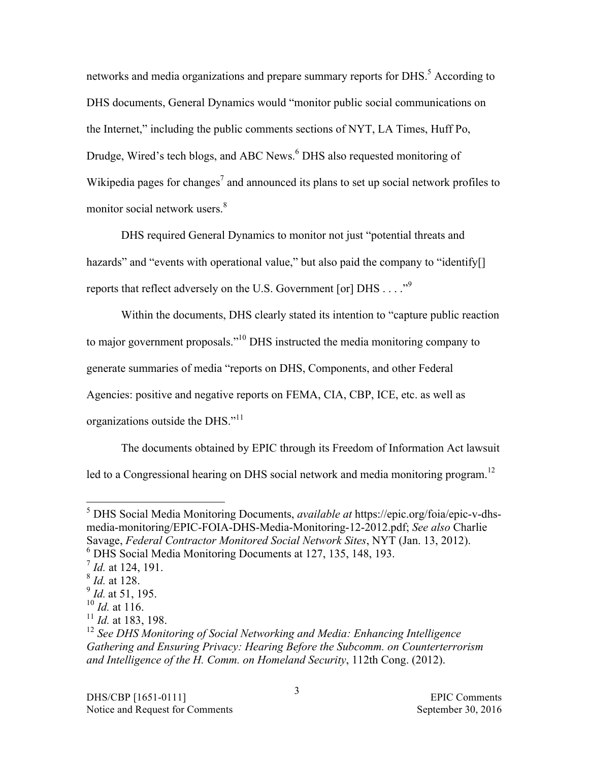networks and media organizations and prepare summary reports for DHS.[5] According to DHS documents, General Dynamics would "monitor public social communications on the Internet," including the public comments sections of NYT, LA Times, Huff Po, Drudge, Wired's tech blogs, and ABC News.[6] DHS also requested monitoring of Wikipedia pages for changes[7] and announced its plans to set up social network profiles to monitor social network users.[8]

DHS required General Dynamics to monitor not just "potential threats and hazards" and "events with operational value," but also paid the company to "identify[] reports that reflect adversely on the U.S. Government [or] DHS . . . ."[9]

Within the documents, DHS clearly stated its intention to "capture public reaction to major government proposals."[10] DHS instructed the media monitoring company to generate summaries of media "reports on DHS, Components, and other Federal Agencies: positive and negative reports on FEMA, CIA, CBP, ICE, etc. as well as organizations outside the DHS."[11]

The documents obtained by EPIC through its Freedom of Information Act lawsuit led to a Congressional hearing on DHS social network and media monitoring program.[12]

---

[5] DHS Social Media Monitoring Documents, *available at* https://epic.org/foia/epic-v-dhs-media-monitoring/EPIC-FOIA-DHS-Media-Monitoring-12-2012.pdf; *See also* Charlie Savage, *Federal Contractor Monitored Social Network Sites*, NYT (Jan. 13, 2012).

[6] DHS Social Media Monitoring Documents at 127, 135, 148, 193.

[7] *Id.* at 124, 191.

[8] *Id.* at 128.

[9] *Id.* at 51, 195.

[10] *Id.* at 116.

[11] *Id.* at 183, 198.

[12] *See DHS Monitoring of Social Networking and Media: Enhancing Intelligence Gathering and Ensuring Privacy: Hearing Before the Subcomm. on Counterterrorism and Intelligence of the H. Comm. on Homeland Security*, 112th Cong. (2012).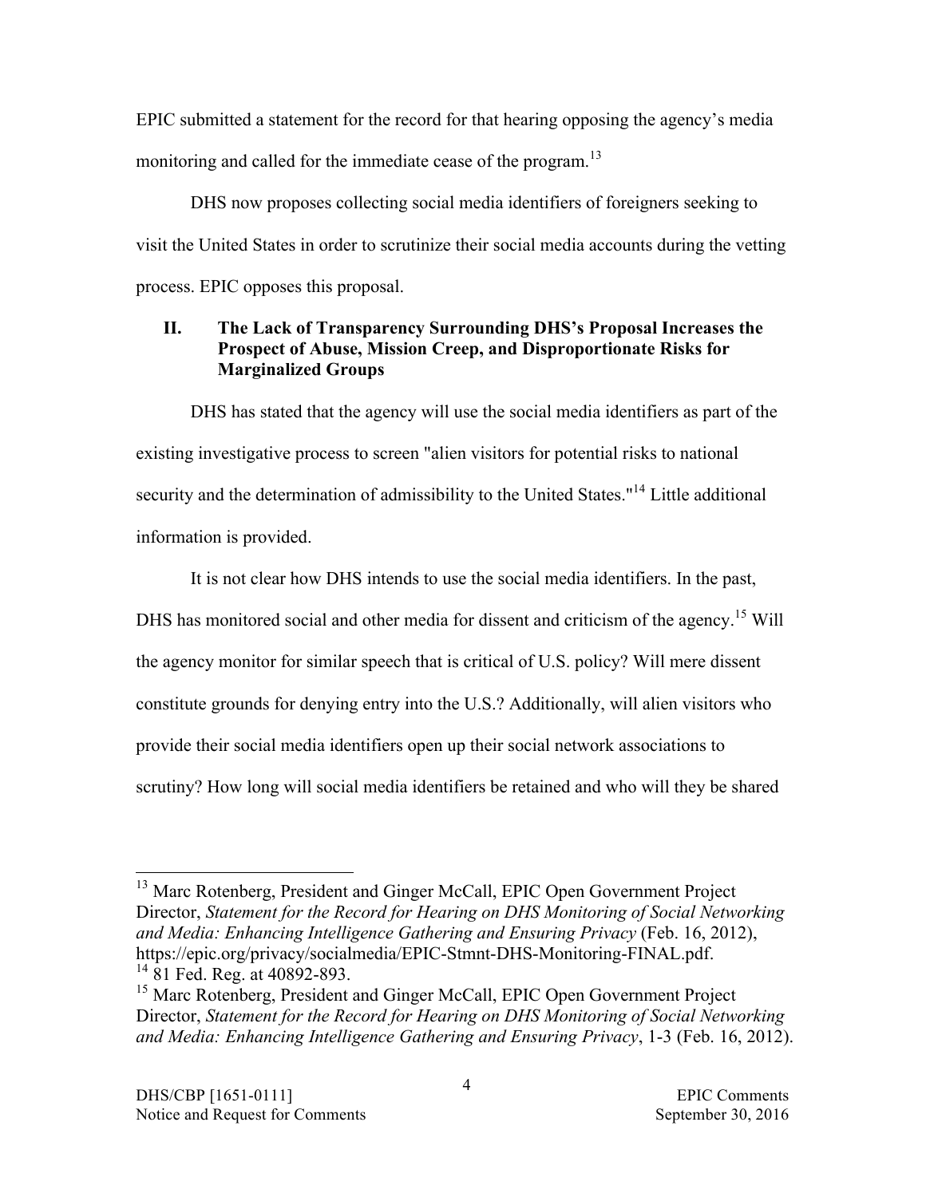EPIC submitted a statement for the record for that hearing opposing the agency's media monitoring and called for the immediate cease of the program.[13]

DHS now proposes collecting social media identifiers of foreigners seeking to visit the United States in order to scrutinize their social media accounts during the vetting process. EPIC opposes this proposal.

## II. The Lack of Transparency Surrounding DHS's Proposal Increases the Prospect of Abuse, Mission Creep, and Disproportionate Risks for Marginalized Groups

DHS has stated that the agency will use the social media identifiers as part of the existing investigative process to screen "alien visitors for potential risks to national security and the determination of admissibility to the United States."[14] Little additional information is provided.

It is not clear how DHS intends to use the social media identifiers. In the past, DHS has monitored social and other media for dissent and criticism of the agency.[15] Will the agency monitor for similar speech that is critical of U.S. policy? Will mere dissent constitute grounds for denying entry into the U.S.? Additionally, will alien visitors who provide their social media identifiers open up their social network associations to scrutiny? How long will social media identifiers be retained and who will they be shared

---

[13] Marc Rotenberg, President and Ginger McCall, EPIC Open Government Project Director, *Statement for the Record for Hearing on DHS Monitoring of Social Networking and Media: Enhancing Intelligence Gathering and Ensuring Privacy* (Feb. 16, 2012), https://epic.org/privacy/socialmedia/EPIC-Stmnt-DHS-Monitoring-FINAL.pdf.

[14] 81 Fed. Reg. at 40892-893.

[15] Marc Rotenberg, President and Ginger McCall, EPIC Open Government Project Director, *Statement for the Record for Hearing on DHS Monitoring of Social Networking and Media: Enhancing Intelligence Gathering and Ensuring Privacy*, 1-3 (Feb. 16, 2012).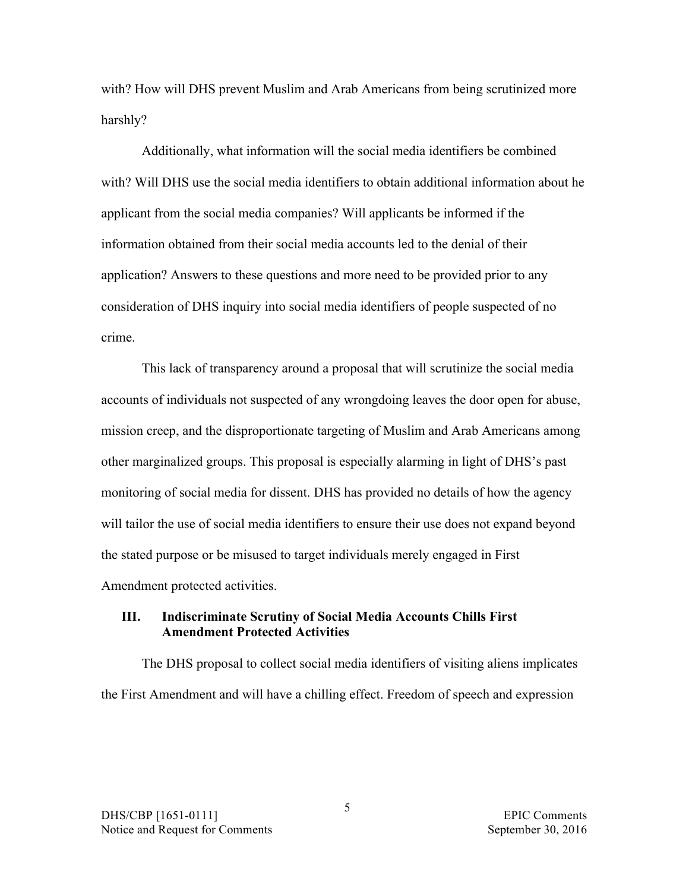with? How will DHS prevent Muslim and Arab Americans from being scrutinized more harshly?

Additionally, what information will the social media identifiers be combined with? Will DHS use the social media identifiers to obtain additional information about he applicant from the social media companies? Will applicants be informed if the information obtained from their social media accounts led to the denial of their application? Answers to these questions and more need to be provided prior to any consideration of DHS inquiry into social media identifiers of people suspected of no crime.

This lack of transparency around a proposal that will scrutinize the social media accounts of individuals not suspected of any wrongdoing leaves the door open for abuse, mission creep, and the disproportionate targeting of Muslim and Arab Americans among other marginalized groups. This proposal is especially alarming in light of DHS's past monitoring of social media for dissent. DHS has provided no details of how the agency will tailor the use of social media identifiers to ensure their use does not expand beyond the stated purpose or be misused to target individuals merely engaged in First Amendment protected activities.

## III. Indiscriminate Scrutiny of Social Media Accounts Chills First Amendment Protected Activities

The DHS proposal to collect social media identifiers of visiting aliens implicates the First Amendment and will have a chilling effect. Freedom of speech and expression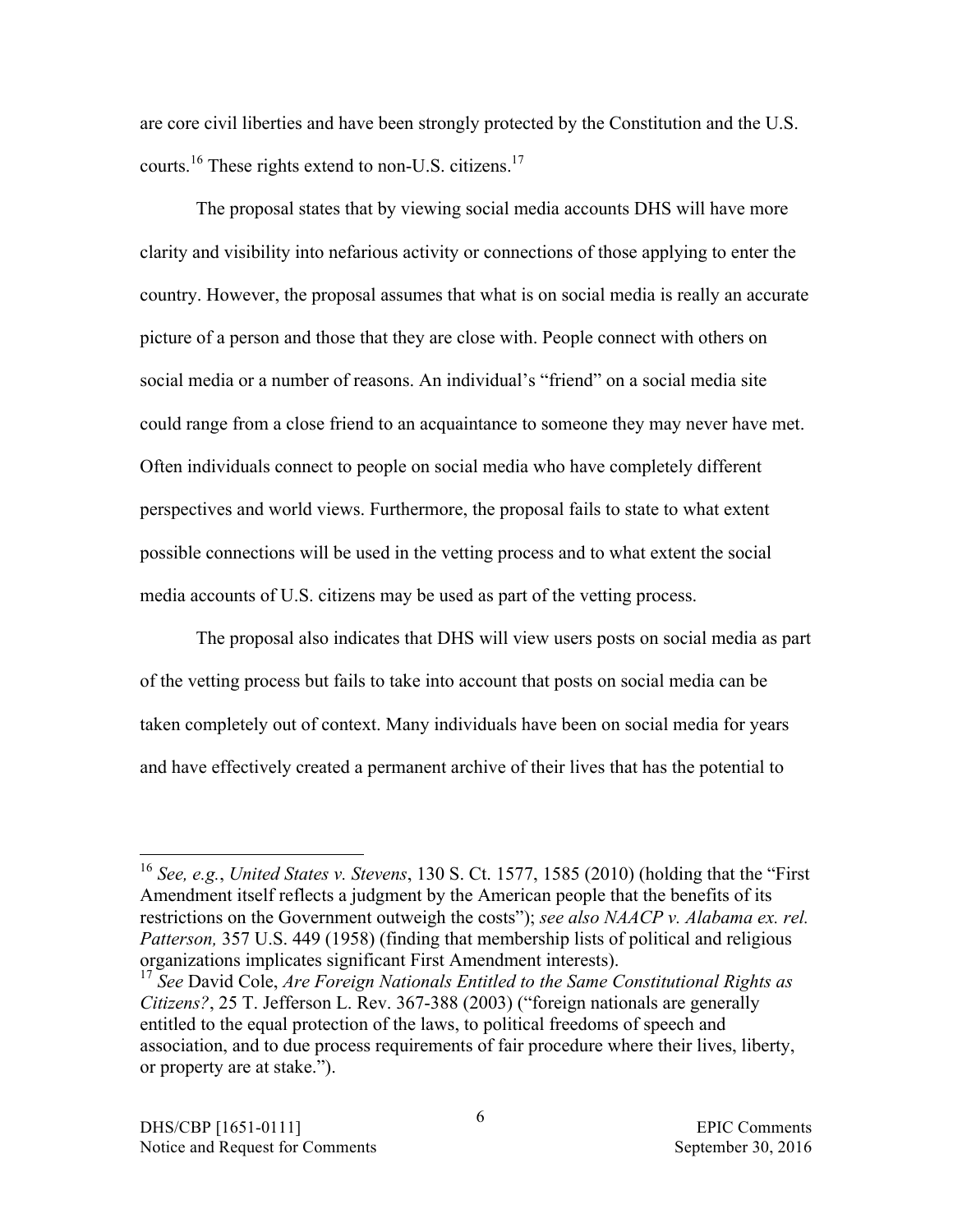are core civil liberties and have been strongly protected by the Constitution and the U.S. courts.[16] These rights extend to non-U.S. citizens.[17]

The proposal states that by viewing social media accounts DHS will have more clarity and visibility into nefarious activity or connections of those applying to enter the country. However, the proposal assumes that what is on social media is really an accurate picture of a person and those that they are close with. People connect with others on social media or a number of reasons. An individual's "friend" on a social media site could range from a close friend to an acquaintance to someone they may never have met. Often individuals connect to people on social media who have completely different perspectives and world views. Furthermore, the proposal fails to state to what extent possible connections will be used in the vetting process and to what extent the social media accounts of U.S. citizens may be used as part of the vetting process.

The proposal also indicates that DHS will view users posts on social media as part of the vetting process but fails to take into account that posts on social media can be taken completely out of context. Many individuals have been on social media for years and have effectively created a permanent archive of their lives that has the potential to

---

[16] *See, e.g.*, *United States v. Stevens*, 130 S. Ct. 1577, 1585 (2010) (holding that the "First Amendment itself reflects a judgment by the American people that the benefits of its restrictions on the Government outweigh the costs"); *see also NAACP v. Alabama ex. rel. Patterson,* 357 U.S. 449 (1958) (finding that membership lists of political and religious organizations implicates significant First Amendment interests).

[17] *See* David Cole, *Are Foreign Nationals Entitled to the Same Constitutional Rights as Citizens?*, 25 T. Jefferson L. Rev. 367-388 (2003) ("foreign nationals are generally entitled to the equal protection of the laws, to political freedoms of speech and association, and to due process requirements of fair procedure where their lives, liberty, or property are at stake.").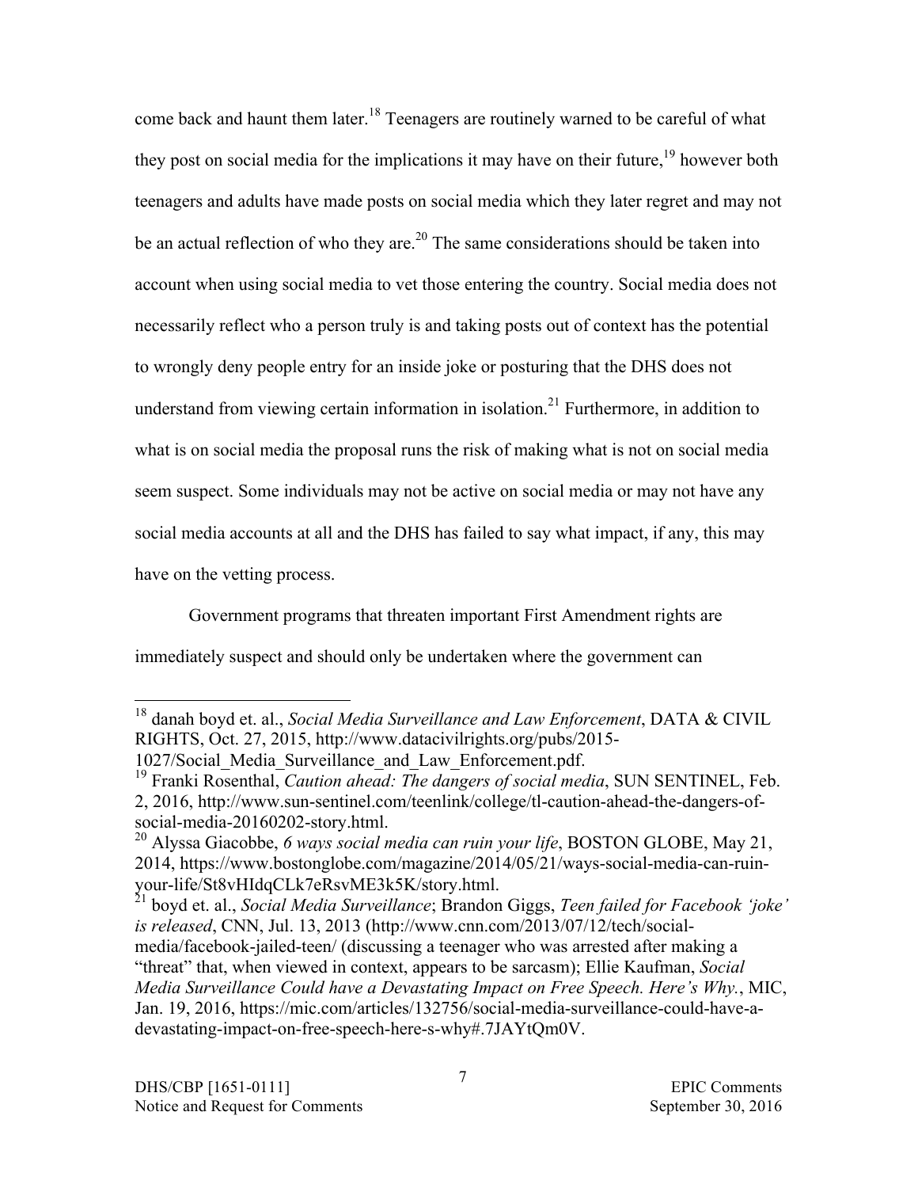come back and haunt them later.[18] Teenagers are routinely warned to be careful of what they post on social media for the implications it may have on their future,[19] however both teenagers and adults have made posts on social media which they later regret and may not be an actual reflection of who they are.[20] The same considerations should be taken into account when using social media to vet those entering the country. Social media does not necessarily reflect who a person truly is and taking posts out of context has the potential to wrongly deny people entry for an inside joke or posturing that the DHS does not understand from viewing certain information in isolation.[21] Furthermore, in addition to what is on social media the proposal runs the risk of making what is not on social media seem suspect. Some individuals may not be active on social media or may not have any social media accounts at all and the DHS has failed to say what impact, if any, this may have on the vetting process.

Government programs that threaten important First Amendment rights are immediately suspect and should only be undertaken where the government can

---

[18] danah boyd et. al., *Social Media Surveillance and Law Enforcement*, DATA & CIVIL RIGHTS, Oct. 27, 2015, http://www.datacivilrights.org/pubs/2015-1027/Social_Media_Surveillance_and_Law_Enforcement.pdf.

[19] Franki Rosenthal, *Caution ahead: The dangers of social media*, SUN SENTINEL, Feb. 2, 2016, http://www.sun-sentinel.com/teenlink/college/tl-caution-ahead-the-dangers-of-social-media-20160202-story.html.

[20] Alyssa Giacobbe, *6 ways social media can ruin your life*, BOSTON GLOBE, May 21, 2014, https://www.bostonglobe.com/magazine/2014/05/21/ways-social-media-can-ruin-your-life/St8vHIdqCLk7eRsvME3k5K/story.html.

[21] boyd et. al., *Social Media Surveillance*; Brandon Giggs, *Teen failed for Facebook 'joke' is released*, CNN, Jul. 13, 2013 (http://www.cnn.com/2013/07/12/tech/social-media/facebook-jailed-teen/ (discussing a teenager who was arrested after making a "threat" that, when viewed in context, appears to be sarcasm); Ellie Kaufman, *Social Media Surveillance Could have a Devastating Impact on Free Speech. Here's Why.*, MIC, Jan. 19, 2016, https://mic.com/articles/132756/social-media-surveillance-could-have-a-devastating-impact-on-free-speech-here-s-why#.7JAYtQm0V.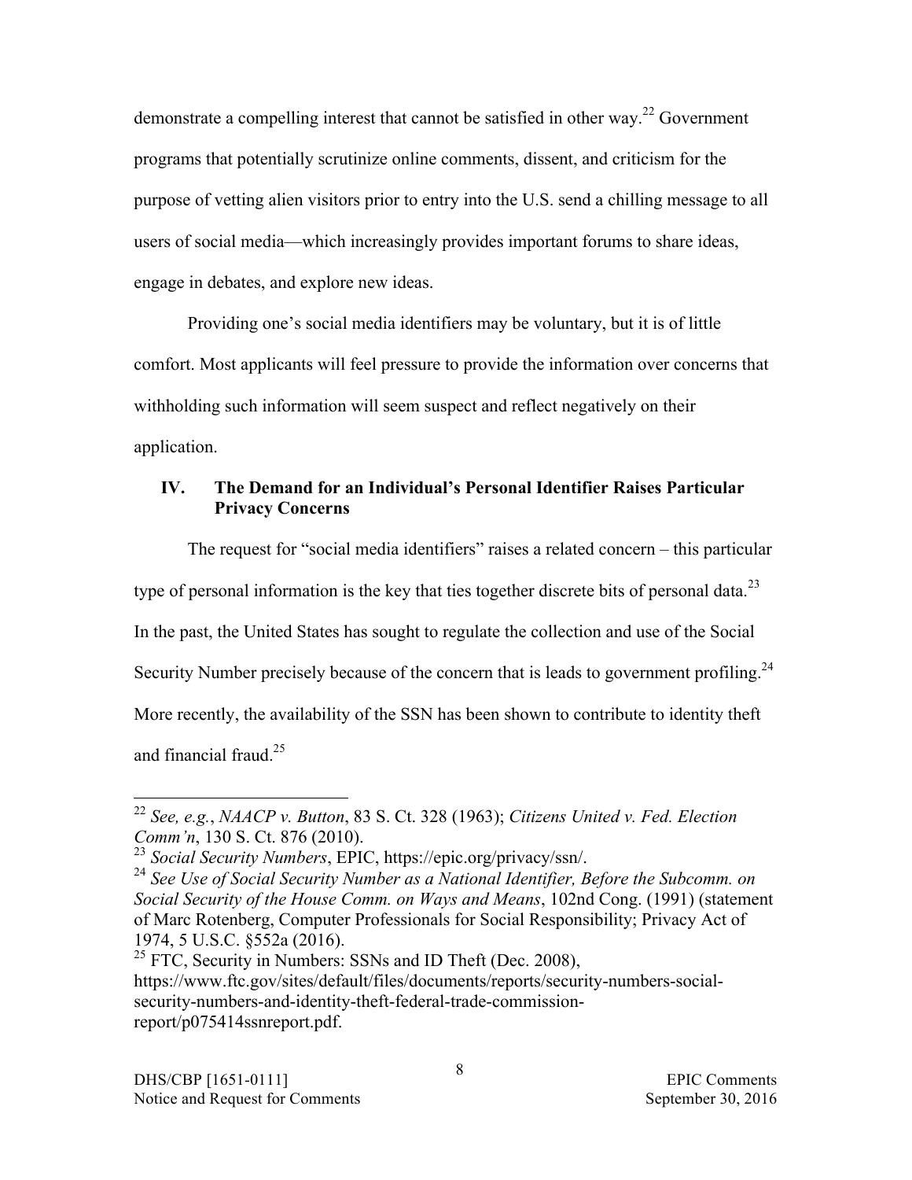demonstrate a compelling interest that cannot be satisfied in other way.[22] Government programs that potentially scrutinize online comments, dissent, and criticism for the purpose of vetting alien visitors prior to entry into the U.S. send a chilling message to all users of social media—which increasingly provides important forums to share ideas, engage in debates, and explore new ideas.

Providing one's social media identifiers may be voluntary, but it is of little comfort. Most applicants will feel pressure to provide the information over concerns that withholding such information will seem suspect and reflect negatively on their application.

## IV. The Demand for an Individual's Personal Identifier Raises Particular Privacy Concerns

The request for "social media identifiers" raises a related concern – this particular type of personal information is the key that ties together discrete bits of personal data.[23] In the past, the United States has sought to regulate the collection and use of the Social Security Number precisely because of the concern that is leads to government profiling.[24] More recently, the availability of the SSN has been shown to contribute to identity theft and financial fraud.[25]

---

[22] *See, e.g.*, *NAACP v. Button*, 83 S. Ct. 328 (1963); *Citizens United v. Fed. Election Comm'n*, 130 S. Ct. 876 (2010).

[23] *Social Security Numbers*, EPIC, https://epic.org/privacy/ssn/.

[24] *See Use of Social Security Number as a National Identifier, Before the Subcomm. on Social Security of the House Comm. on Ways and Means*, 102nd Cong. (1991) (statement of Marc Rotenberg, Computer Professionals for Social Responsibility; Privacy Act of 1974, 5 U.S.C. §552a (2016).

[25] FTC, Security in Numbers: SSNs and ID Theft (Dec. 2008), https://www.ftc.gov/sites/default/files/documents/reports/security-numbers-social-security-numbers-and-identity-theft-federal-trade-commission-report/p075414ssnreport.pdf.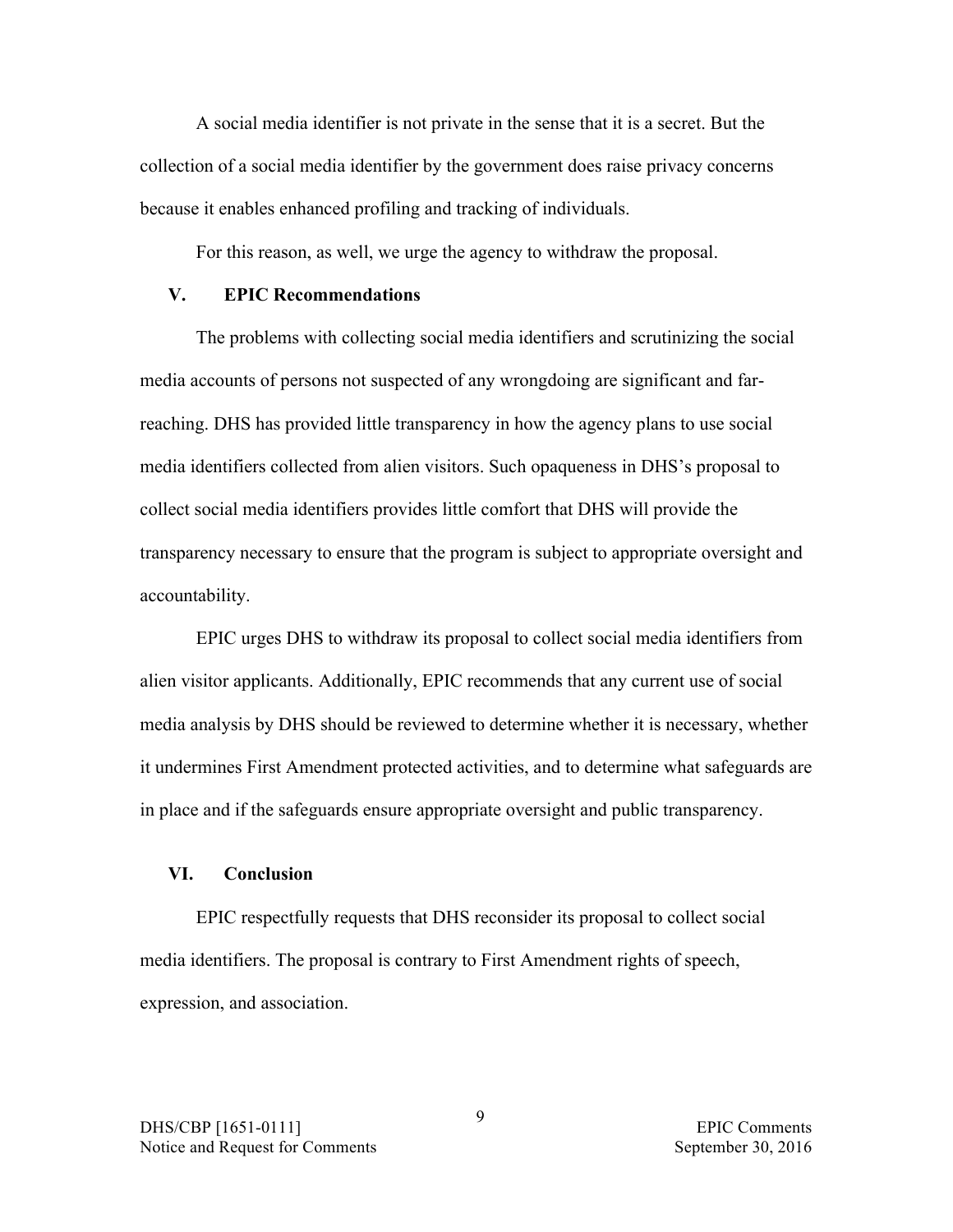A social media identifier is not private in the sense that it is a secret. But the collection of a social media identifier by the government does raise privacy concerns because it enables enhanced profiling and tracking of individuals.

For this reason, as well, we urge the agency to withdraw the proposal.

## V. EPIC Recommendations

The problems with collecting social media identifiers and scrutinizing the social media accounts of persons not suspected of any wrongdoing are significant and far-reaching. DHS has provided little transparency in how the agency plans to use social media identifiers collected from alien visitors. Such opaqueness in DHS's proposal to collect social media identifiers provides little comfort that DHS will provide the transparency necessary to ensure that the program is subject to appropriate oversight and accountability.

EPIC urges DHS to withdraw its proposal to collect social media identifiers from alien visitor applicants. Additionally, EPIC recommends that any current use of social media analysis by DHS should be reviewed to determine whether it is necessary, whether it undermines First Amendment protected activities, and to determine what safeguards are in place and if the safeguards ensure appropriate oversight and public transparency.

## VI. Conclusion

EPIC respectfully requests that DHS reconsider its proposal to collect social media identifiers. The proposal is contrary to First Amendment rights of speech, expression, and association.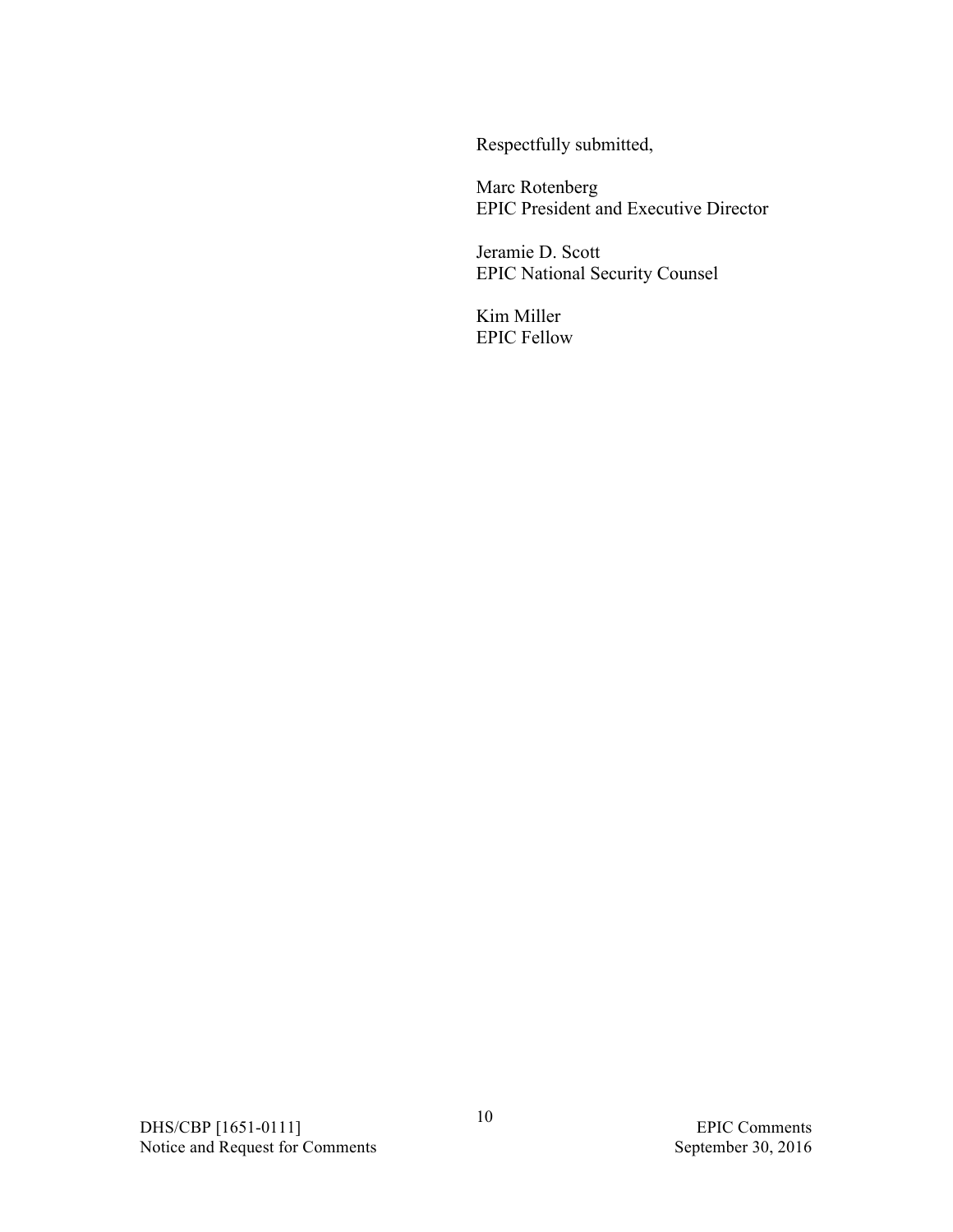Respectfully submitted,

Marc Rotenberg
EPIC President and Executive Director

Jeramie D. Scott
EPIC National Security Counsel

Kim Miller
EPIC Fellow